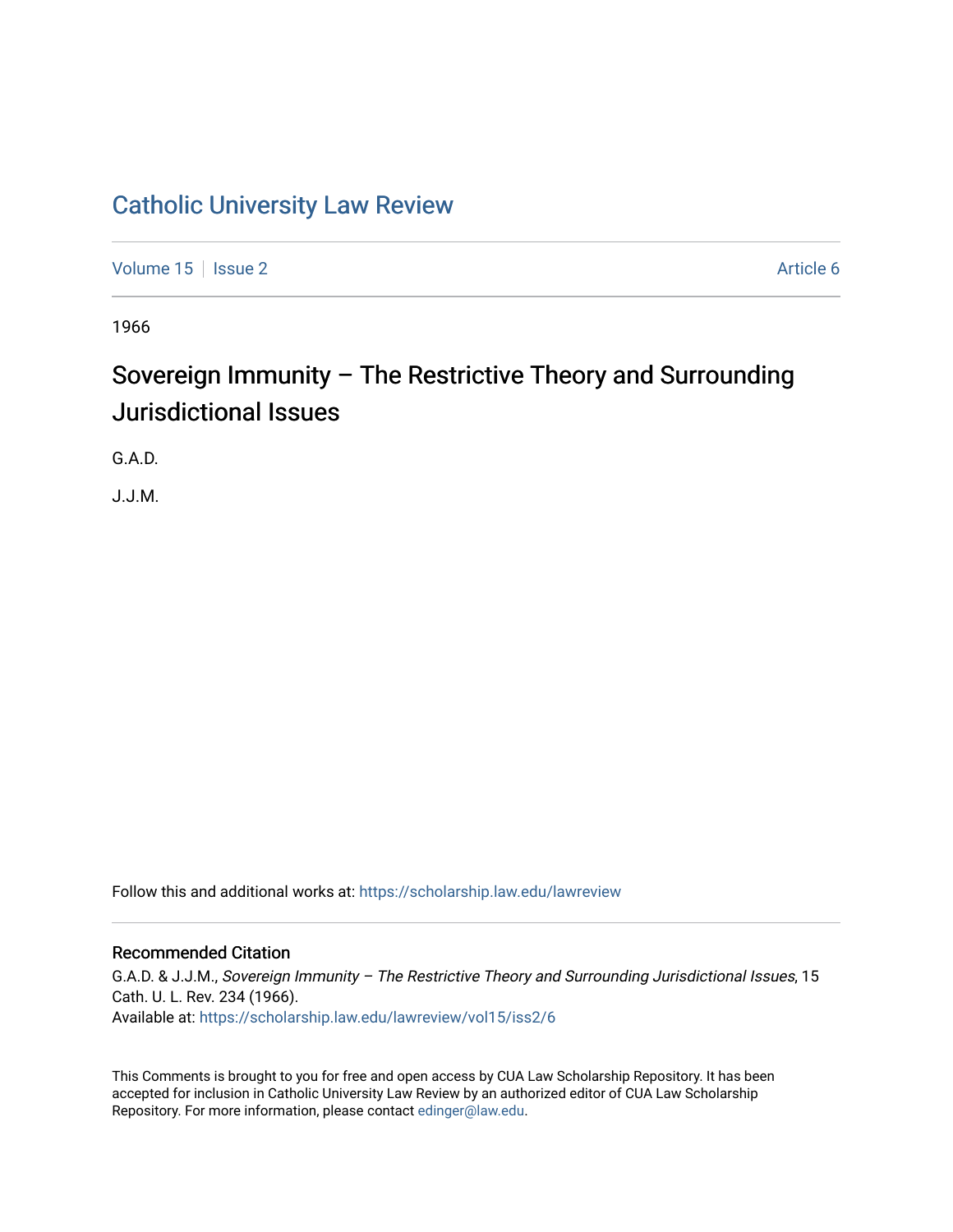# Catholic University Law Review

Volume 15 | Issue 2 Article 6

1966

## Sovereign Immunity – The Restrictive Theory and Surrounding Jurisdictional Issues

G.A.D.

J.J.M.

Follow this and additional works at: https://scholarship.law.edu/lawreview

### Recommended Citation

G.A.D. & J.J.M., *Sovereign Immunity – The Restrictive Theory and Surrounding Jurisdictional Issues*, 15 Cath. U. L. Rev. 234 (1966).
Available at: https://scholarship.law.edu/lawreview/vol15/iss2/6

This Comments is brought to you for free and open access by CUA Law Scholarship Repository. It has been accepted for inclusion in Catholic University Law Review by an authorized editor of CUA Law Scholarship Repository. For more information, please contact edinger@law.edu.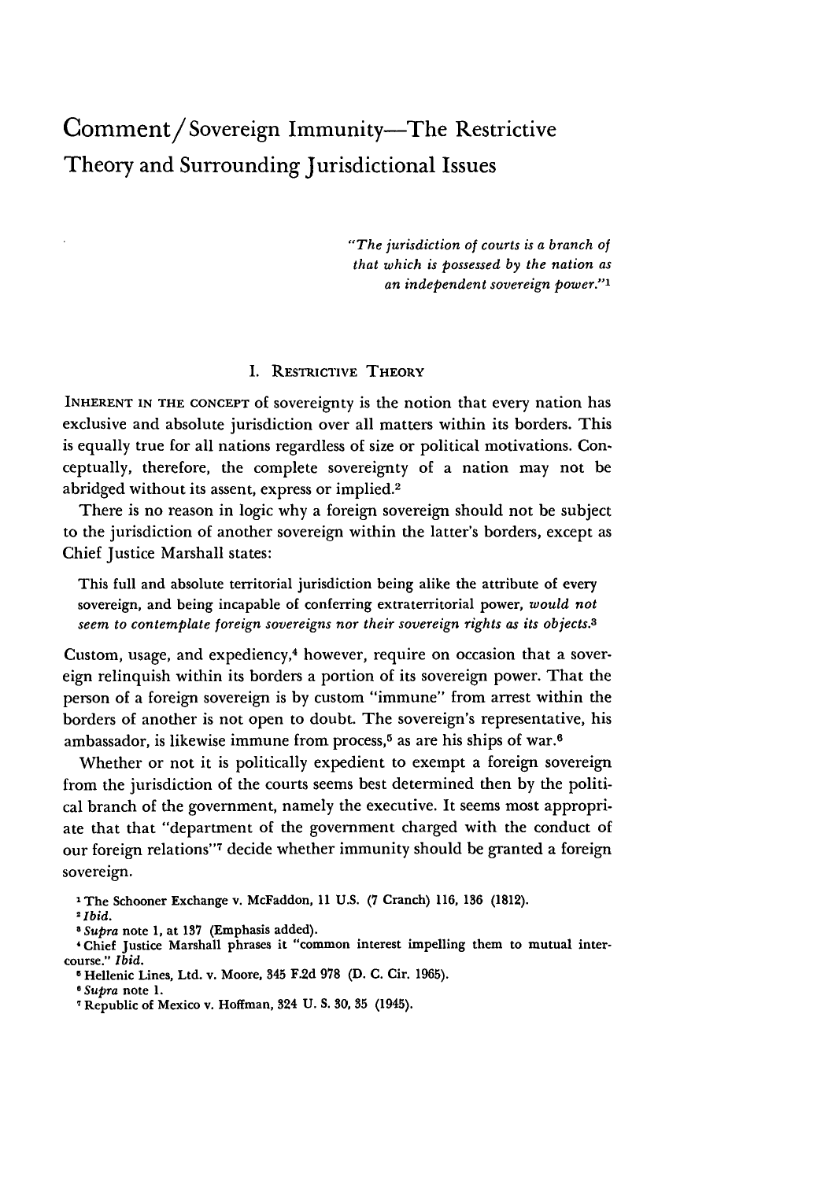# Comment / Sovereign Immunity—The Restrictive Theory and Surrounding Jurisdictional Issues

> *"The jurisdiction of courts is a branch of that which is possessed by the nation as an independent sovereign power."*[1]

## I. Restrictive Theory

INHERENT IN THE CONCEPT of sovereignty is the notion that every nation has exclusive and absolute jurisdiction over all matters within its borders. This is equally true for all nations regardless of size or political motivations. Conceptually, therefore, the complete sovereignty of a nation may not be abridged without its assent, express or implied.[2]

There is no reason in logic why a foreign sovereign should not be subject to the jurisdiction of another sovereign within the latter's borders, except as Chief Justice Marshall states:

> This full and absolute territorial jurisdiction being alike the attribute of every sovereign, and being incapable of conferring extraterritorial power, *would not seem to contemplate foreign sovereigns nor their sovereign rights as its objects.*[3]

Custom, usage, and expediency,[4] however, require on occasion that a sovereign relinquish within its borders a portion of its sovereign power. That the person of a foreign sovereign is by custom "immune" from arrest within the borders of another is not open to doubt. The sovereign's representative, his ambassador, is likewise immune from process,[5] as are his ships of war.[6]

Whether or not it is politically expedient to exempt a foreign sovereign from the jurisdiction of the courts seems best determined then by the political branch of the government, namely the executive. It seems most appropriate that that "department of the government charged with the conduct of our foreign relations"[7] decide whether immunity should be granted a foreign sovereign.

---

[1] The Schooner Exchange v. McFaddon, 11 U.S. (7 Cranch) 116, 136 (1812).

[2] *Ibid.*

[3] *Supra* note 1, at 137 (Emphasis added).

[4] Chief Justice Marshall phrases it "common interest impelling them to mutual intercourse." *Ibid.*

[5] Hellenic Lines, Ltd. v. Moore, 345 F.2d 978 (D. C. Cir. 1965).

[6] *Supra* note 1.

[7] Republic of Mexico v. Hoffman, 324 U. S. 30, 35 (1945).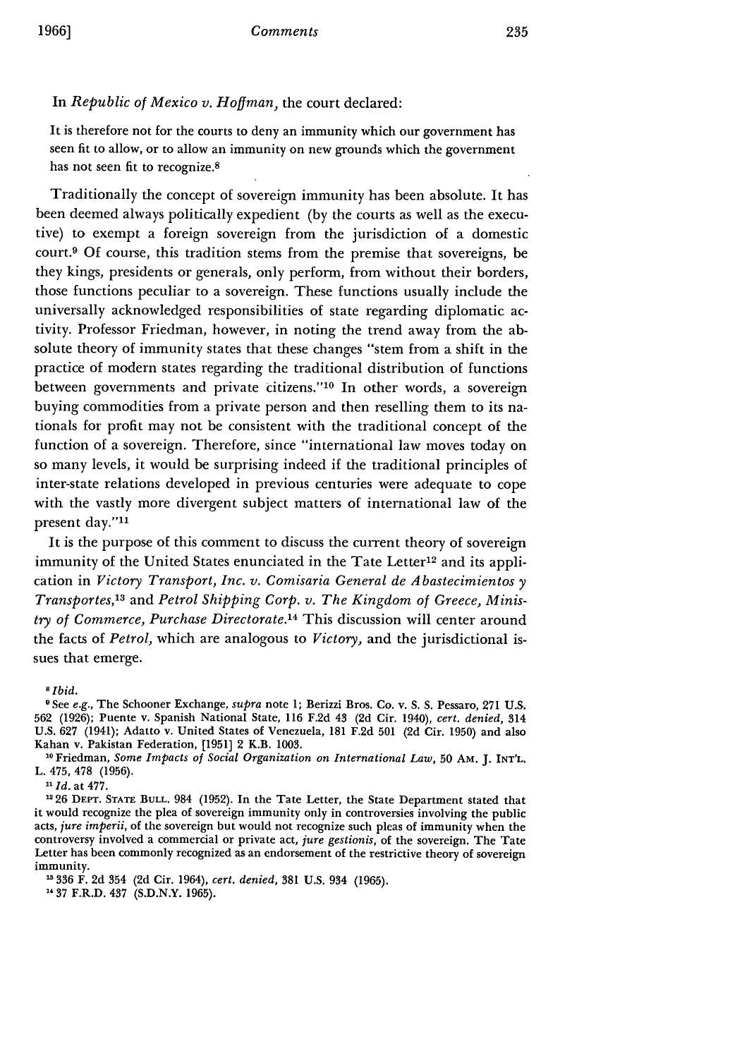In *Republic of Mexico v. Hoffman*, the court declared:

> It is therefore not for the courts to deny an immunity which our government has seen fit to allow, or to allow an immunity on new grounds which the government has not seen fit to recognize.[8]

Traditionally the concept of sovereign immunity has been absolute. It has been deemed always politically expedient (by the courts as well as the executive) to exempt a foreign sovereign from the jurisdiction of a domestic court.[9] Of course, this tradition stems from the premise that sovereigns, be they kings, presidents or generals, only perform, from without their borders, those functions peculiar to a sovereign. These functions usually include the universally acknowledged responsibilities of state regarding diplomatic activity. Professor Friedman, however, in noting the trend away from the absolute theory of immunity states that these changes "stem from a shift in the practice of modern states regarding the traditional distribution of functions between governments and private citizens."[10] In other words, a sovereign buying commodities from a private person and then reselling them to its nationals for profit may not be consistent with the traditional concept of the function of a sovereign. Therefore, since "international law moves today on so many levels, it would be surprising indeed if the traditional principles of inter-state relations developed in previous centuries were adequate to cope with the vastly more divergent subject matters of international law of the present day."[11]

It is the purpose of this comment to discuss the current theory of sovereign immunity of the United States enunciated in the Tate Letter[12] and its application in *Victory Transport, Inc. v. Comisaria General de Abastecimientos y Transportes*,[13] and *Petrol Shipping Corp. v. The Kingdom of Greece, Ministry of Commerce, Purchase Directorate*.[14] This discussion will center around the facts of *Petrol*, which are analogous to *Victory*, and the jurisdictional issues that emerge.

---

[8] *Ibid.*

[9] See *e.g.*, The Schooner Exchange, *supra* note 1; Berizzi Bros. Co. v. S. S. Pessaro, 271 U.S. 562 (1926); Puente v. Spanish National State, 116 F.2d 43 (2d Cir. 1940), *cert. denied*, 314 U.S. 627 (1941); Adatto v. United States of Venezuela, 181 F.2d 501 (2d Cir. 1950) and also Kahan v. Pakistan Federation, [1951] 2 K.B. 1003.

[10] Friedman, *Some Impacts of Social Organization on International Law*, 50 AM. J. INT'L. L. 475, 478 (1956).

[11] *Id.* at 477.

[12] 26 DEPT. STATE BULL. 984 (1952). In the Tate Letter, the State Department stated that it would recognize the plea of sovereign immunity only in controversies involving the public acts, *jure imperii*, of the sovereign but would not recognize such pleas of immunity when the controversy involved a commercial or private act, *jure gestionis*, of the sovereign. The Tate Letter has been commonly recognized as an endorsement of the restrictive theory of sovereign immunity.

[13] 336 F. 2d 354 (2d Cir. 1964), *cert. denied*, 381 U.S. 934 (1965).

[14] 37 F.R.D. 437 (S.D.N.Y. 1965).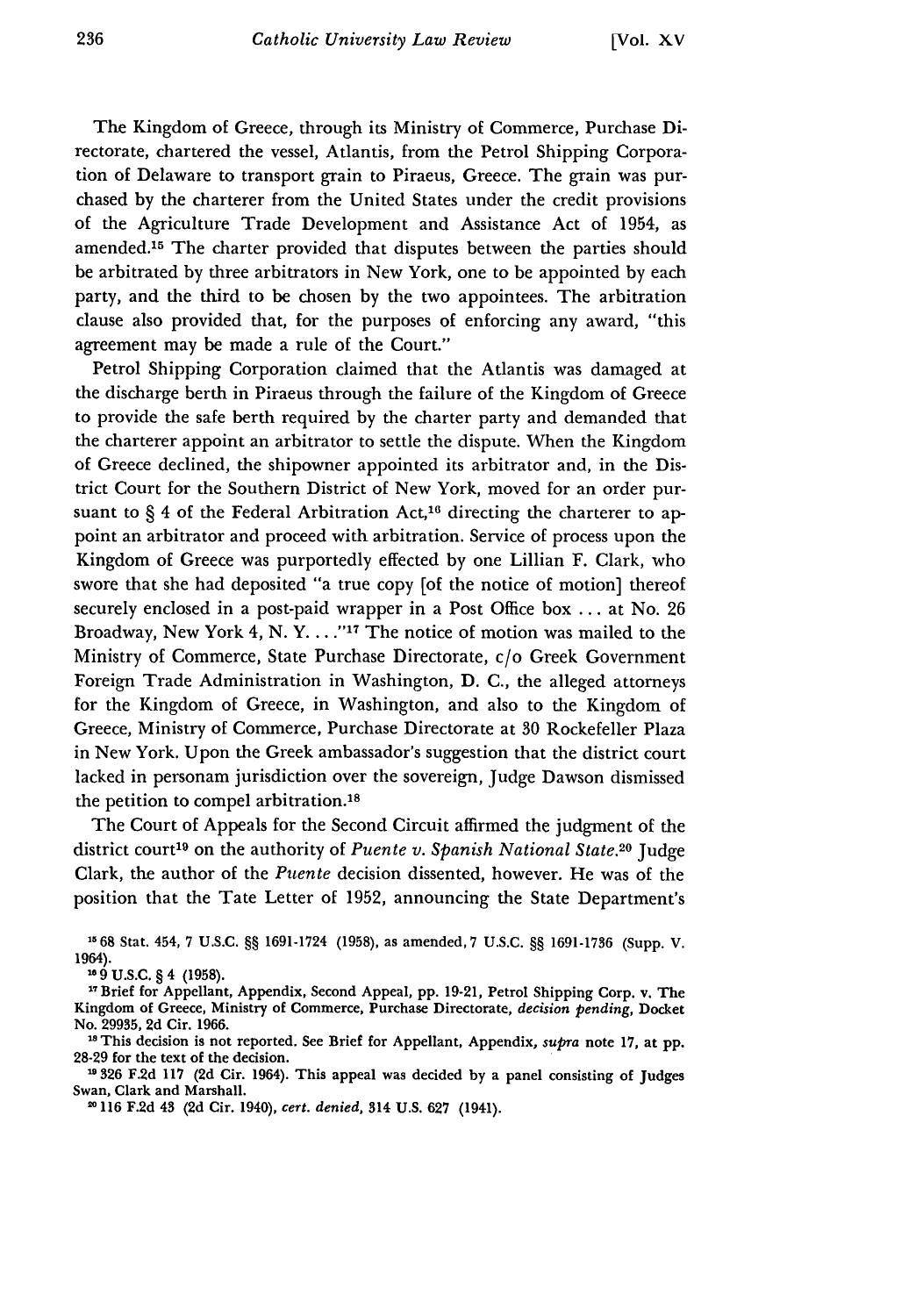The Kingdom of Greece, through its Ministry of Commerce, Purchase Directorate, chartered the vessel, Atlantis, from the Petrol Shipping Corporation of Delaware to transport grain to Piraeus, Greece. The grain was purchased by the charterer from the United States under the credit provisions of the Agriculture Trade Development and Assistance Act of 1954, as amended.[15] The charter provided that disputes between the parties should be arbitrated by three arbitrators in New York, one to be appointed by each party, and the third to be chosen by the two appointees. The arbitration clause also provided that, for the purposes of enforcing any award, "this agreement may be made a rule of the Court."

Petrol Shipping Corporation claimed that the Atlantis was damaged at the discharge berth in Piraeus through the failure of the Kingdom of Greece to provide the safe berth required by the charter party and demanded that the charterer appoint an arbitrator to settle the dispute. When the Kingdom of Greece declined, the shipowner appointed its arbitrator and, in the District Court for the Southern District of New York, moved for an order pursuant to § 4 of the Federal Arbitration Act,[16] directing the charterer to appoint an arbitrator and proceed with arbitration. Service of process upon the Kingdom of Greece was purportedly effected by one Lillian F. Clark, who swore that she had deposited "a true copy [of the notice of motion] thereof securely enclosed in a post-paid wrapper in a Post Office box . . . at No. 26 Broadway, New York 4, N. Y. . . ."[17] The notice of motion was mailed to the Ministry of Commerce, State Purchase Directorate, c/o Greek Government Foreign Trade Administration in Washington, D. C., the alleged attorneys for the Kingdom of Greece, in Washington, and also to the Kingdom of Greece, Ministry of Commerce, Purchase Directorate at 30 Rockefeller Plaza in New York. Upon the Greek ambassador's suggestion that the district court lacked in personam jurisdiction over the sovereign, Judge Dawson dismissed the petition to compel arbitration.[18]

The Court of Appeals for the Second Circuit affirmed the judgment of the district court[19] on the authority of *Puente v. Spanish National State*.[20] Judge Clark, the author of the *Puente* decision dissented, however. He was of the position that the Tate Letter of 1952, announcing the State Department's

[15] 68 Stat. 454, 7 U.S.C. §§ 1691-1724 (1958), as amended, 7 U.S.C. §§ 1691-1736 (Supp. V. 1964).

[16] 9 U.S.C. § 4 (1958).

[17] Brief for Appellant, Appendix, Second Appeal, pp. 19-21, Petrol Shipping Corp. v. The Kingdom of Greece, Ministry of Commerce, Purchase Directorate, *decision pending*, Docket No. 29935, 2d Cir. 1966.

[18] This decision is not reported. See Brief for Appellant, Appendix, *supra* note 17, at pp. 28-29 for the text of the decision.

[19] 326 F.2d 117 (2d Cir. 1964). This appeal was decided by a panel consisting of Judges Swan, Clark and Marshall.

[20] 116 F.2d 43 (2d Cir. 1940), *cert. denied*, 314 U.S. 627 (1941).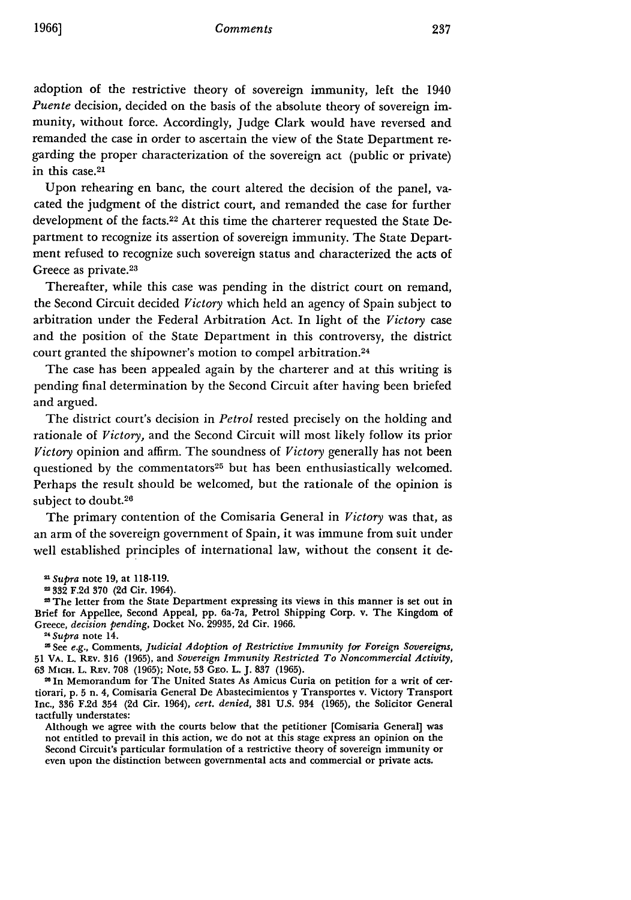adoption of the restrictive theory of sovereign immunity, left the 1940 *Puente* decision, decided on the basis of the absolute theory of sovereign immunity, without force. Accordingly, Judge Clark would have reversed and remanded the case in order to ascertain the view of the State Department regarding the proper characterization of the sovereign act (public or private) in this case.[21]

Upon rehearing en banc, the court altered the decision of the panel, vacated the judgment of the district court, and remanded the case for further development of the facts.[22] At this time the charterer requested the State Department to recognize its assertion of sovereign immunity. The State Department refused to recognize such sovereign status and characterized the acts of Greece as private.[23]

Thereafter, while this case was pending in the district court on remand, the Second Circuit decided *Victory* which held an agency of Spain subject to arbitration under the Federal Arbitration Act. In light of the *Victory* case and the position of the State Department in this controversy, the district court granted the shipowner's motion to compel arbitration.[24]

The case has been appealed again by the charterer and at this writing is pending final determination by the Second Circuit after having been briefed and argued.

The district court's decision in *Petrol* rested precisely on the holding and rationale of *Victory,* and the Second Circuit will most likely follow its prior *Victory* opinion and affirm. The soundness of *Victory* generally has not been questioned by the commentators[25] but has been enthusiastically welcomed. Perhaps the result should be welcomed, but the rationale of the opinion is subject to doubt.[26]

The primary contention of the Comisaria General in *Victory* was that, as an arm of the sovereign government of Spain, it was immune from suit under well established principles of international law, without the consent it de-

---

[21] *Supra* note 19, at 118-119.

[22] 332 F.2d 370 (2d Cir. 1964).

[23] The letter from the State Department expressing its views in this manner is set out in Brief for Appellee, Second Appeal, pp. 6a-7a, Petrol Shipping Corp. v. The Kingdom of Greece, *decision pending*, Docket No. 29935, 2d Cir. 1966.

[24] *Supra* note 14.

[25] See *e.g.*, Comments, *Judicial Adoption of Restrictive Immunity for Foreign Sovereigns*, 51 VA. L. REV. 316 (1965), and *Sovereign Immunity Restricted To Noncommercial Activity*, 63 MICH. L. REV. 708 (1965); Note, 53 GEO. L. J. 837 (1965).

[26] In Memorandum for The United States As Amicus Curia on petition for a writ of certiorari, p. 5 n. 4, Comisaria General De Abastecimientos y Transportes v. Victory Transport Inc., 336 F.2d 354 (2d Cir. 1964), *cert. denied*, 381 U.S. 934 (1965), the Solicitor General tactfully understates:

> Although we agree with the courts below that the petitioner [Comisaria General] was not entitled to prevail in this action, we do not at this stage express an opinion on the Second Circuit's particular formulation of a restrictive theory of sovereign immunity or even upon the distinction between governmental acts and commercial or private acts.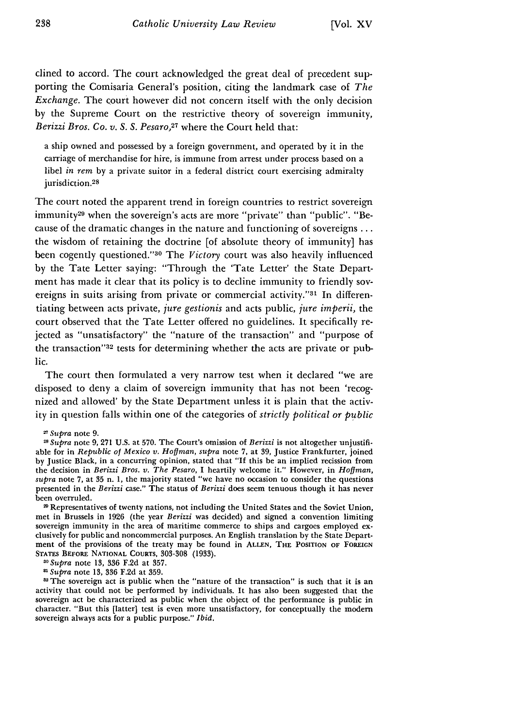clined to accord. The court acknowledged the great deal of precedent supporting the Comisaria General's position, citing the landmark case of *The Exchange.* The court however did not concern itself with the only decision by the Supreme Court on the restrictive theory of sovereign immunity, *Berizzi Bros. Co. v. S. S. Pesaro,*[27] where the Court held that:

> a ship owned and possessed by a foreign government, and operated by it in the carriage of merchandise for hire, is immune from arrest under process based on a libel *in rem* by a private suitor in a federal district court exercising admiralty jurisdiction.[28]

The court noted the apparent trend in foreign countries to restrict sovereign immunity[29] when the sovereign's acts are more "private" than "public". "Because of the dramatic changes in the nature and functioning of sovereigns . . . the wisdom of retaining the doctrine [of absolute theory of immunity] has been cogently questioned."[30] The *Victory* court was also heavily influenced by the Tate Letter saying: "Through the 'Tate Letter' the State Department has made it clear that its policy is to decline immunity to friendly sovereigns in suits arising from private or commercial activity."[31] In differentiating between acts private, *jure gestionis* and acts public, *jure imperii,* the court observed that the Tate Letter offered no guidelines. It specifically rejected as "unsatisfactory" the "nature of the transaction" and "purpose of the transaction"[32] tests for determining whether the acts are private or public.

The court then formulated a very narrow test when it declared "we are disposed to deny a claim of sovereign immunity that has not been 'recognized and allowed' by the State Department unless it is plain that the activity in question falls within one of the categories of *strictly political or public*

---

[27] *Supra* note 9.

[28] *Supra* note 9, 271 U.S. at 570. The Court's omission of *Berizzi* is not altogether unjustifiable for in *Republic of Mexico v. Hoffman, supra* note 7, at 39, Justice Frankfurter, joined by Justice Black, in a concurring opinion, stated that "If this be an implied recission from the decision in *Berizzi Bros. v. The Pesaro,* I heartily welcome it." However, in *Hoffman, supra* note 7, at 35 n. 1, the majority stated "we have no occasion to consider the questions presented in the *Berizzi* case." The status of *Berizzi* does seem tenuous though it has never been overruled.

[29] Representatives of twenty nations, not including the United States and the Soviet Union, met in Brussels in 1926 (the year *Berizzi* was decided) and signed a convention limiting sovereign immunity in the area of maritime commerce to ships and cargoes employed exclusively for public and noncommercial purposes. An English translation by the State Department of the provisions of the treaty may be found in ALLEN, THE POSITION OF FOREIGN STATES BEFORE NATIONAL COURTS, 303-308 (1933).

[30] *Supra* note 13, 336 F.2d at 357.

[31] *Supra* note 13, 336 F.2d at 359.

[32] The sovereign act is public when the "nature of the transaction" is such that it is an activity that could not be performed by individuals. It has also been suggested that the sovereign act be characterized as public when the object of the performance is public in character. "But this [latter] test is even more unsatisfactory, for conceptually the modern sovereign always acts for a public purpose." *Ibid.*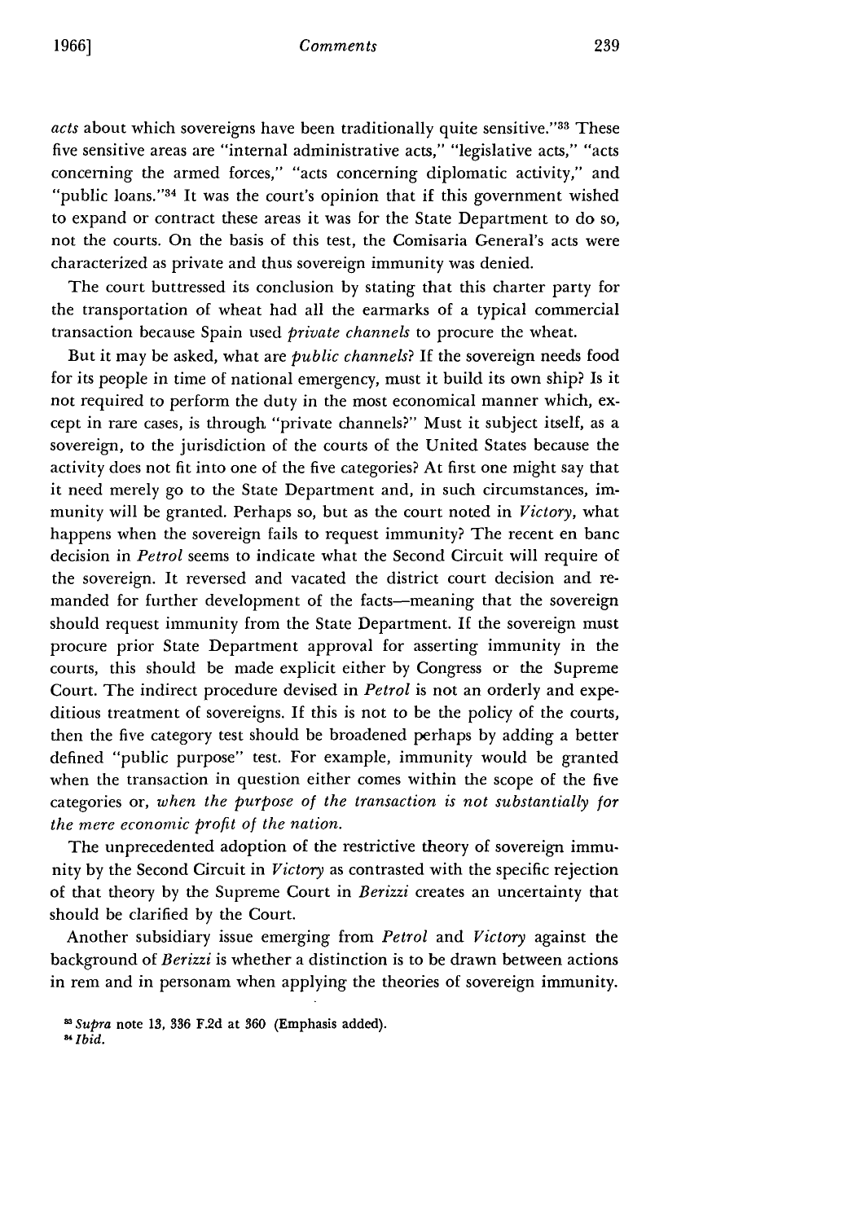*acts* about which sovereigns have been traditionally quite sensitive."[33] These five sensitive areas are "internal administrative acts," "legislative acts," "acts concerning the armed forces," "acts concerning diplomatic activity," and "public loans."[34] It was the court's opinion that if this government wished to expand or contract these areas it was for the State Department to do so, not the courts. On the basis of this test, the Comisaria General's acts were characterized as private and thus sovereign immunity was denied.

The court buttressed its conclusion by stating that this charter party for the transportation of wheat had all the earmarks of a typical commercial transaction because Spain used *private channels* to procure the wheat.

But it may be asked, what are *public channels*? If the sovereign needs food for its people in time of national emergency, must it build its own ship? Is it not required to perform the duty in the most economical manner which, except in rare cases, is through "private channels?" Must it subject itself, as a sovereign, to the jurisdiction of the courts of the United States because the activity does not fit into one of the five categories? At first one might say that it need merely go to the State Department and, in such circumstances, immunity will be granted. Perhaps so, but as the court noted in *Victory*, what happens when the sovereign fails to request immunity? The recent en banc decision in *Petrol* seems to indicate what the Second Circuit will require of the sovereign. It reversed and vacated the district court decision and remanded for further development of the facts—meaning that the sovereign should request immunity from the State Department. If the sovereign must procure prior State Department approval for asserting immunity in the courts, this should be made explicit either by Congress or the Supreme Court. The indirect procedure devised in *Petrol* is not an orderly and expeditious treatment of sovereigns. If this is not to be the policy of the courts, then the five category test should be broadened perhaps by adding a better defined "public purpose" test. For example, immunity would be granted when the transaction in question either comes within the scope of the five categories or, *when the purpose of the transaction is not substantially for the mere economic profit of the nation.*

The unprecedented adoption of the restrictive theory of sovereign immunity by the Second Circuit in *Victory* as contrasted with the specific rejection of that theory by the Supreme Court in *Berizzi* creates an uncertainty that should be clarified by the Court.

Another subsidiary issue emerging from *Petrol* and *Victory* against the background of *Berizzi* is whether a distinction is to be drawn between actions in rem and in personam when applying the theories of sovereign immunity.

---

[33] *Supra* note 13, 336 F.2d at 360 (Emphasis added).

[34] *Ibid.*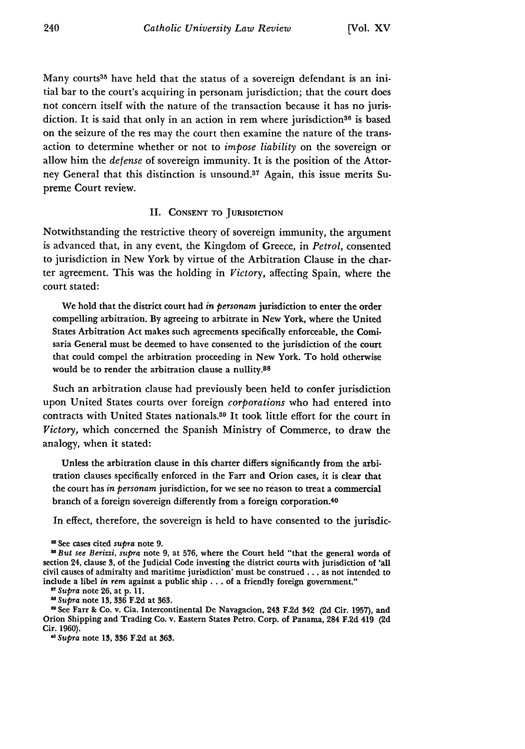Many courts[35] have held that the status of a sovereign defendant is an initial bar to the court's acquiring in personam jurisdiction; that the court does not concern itself with the nature of the transaction because it has no jurisdiction. It is said that only in an action in rem where jurisdiction[36] is based on the seizure of the res may the court then examine the nature of the transaction to determine whether or not to *impose liability* on the sovereign or allow him the *defense* of sovereign immunity. It is the position of the Attorney General that this distinction is unsound.[37] Again, this issue merits Supreme Court review.

## II. Consent to Jurisdiction

Notwithstanding the restrictive theory of sovereign immunity, the argument is advanced that, in any event, the Kingdom of Greece, in *Petrol*, consented to jurisdiction in New York by virtue of the Arbitration Clause in the charter agreement. This was the holding in *Victory*, affecting Spain, where the court stated:

> We hold that the district court had *in personam* jurisdiction to enter the order compelling arbitration. By agreeing to arbitrate in New York, where the United States Arbitration Act makes such agreements specifically enforceable, the Comisaria General must be deemed to have consented to the jurisdiction of the court that could compel the arbitration proceeding in New York. To hold otherwise would be to render the arbitration clause a nullity.[38]

Such an arbitration clause had previously been held to confer jurisdiction upon United States courts over foreign *corporations* who had entered into contracts with United States nationals.[39] It took little effort for the court in *Victory*, which concerned the Spanish Ministry of Commerce, to draw the analogy, when it stated:

> Unless the arbitration clause in this charter differs significantly from the arbitration clauses specifically enforced in the Farr and Orion cases, it is clear that the court has *in personam* jurisdiction, for we see no reason to treat a commercial branch of a foreign sovereign differently from a foreign corporation.[40]

In effect, therefore, the sovereign is held to have consented to the jurisdic-

---

[35] See cases cited *supra* note 9.

[36] *But see Berizzi, supra* note 9, at 576, where the Court held "that the general words of section 24, clause 3, of the Judicial Code investing the district courts with jurisdiction of 'all civil causes of admiralty and maritime jurisdiction' must be construed . . . as not intended to include a libel *in rem* against a public ship . . . of a friendly foreign government."

[37] *Supra* note 26, at p. 11.

[38] *Supra* note 13, 336 F.2d at 363.

[39] See Farr & Co. v. Cia. Intercontinental De Navagacion, 243 F.2d 342 (2d Cir. 1957), and Orion Shipping and Trading Co. v. Eastern States Petro. Corp. of Panama, 284 F.2d 419 (2d Cir. 1960).

[40] *Supra* note 13, 336 F.2d at 363.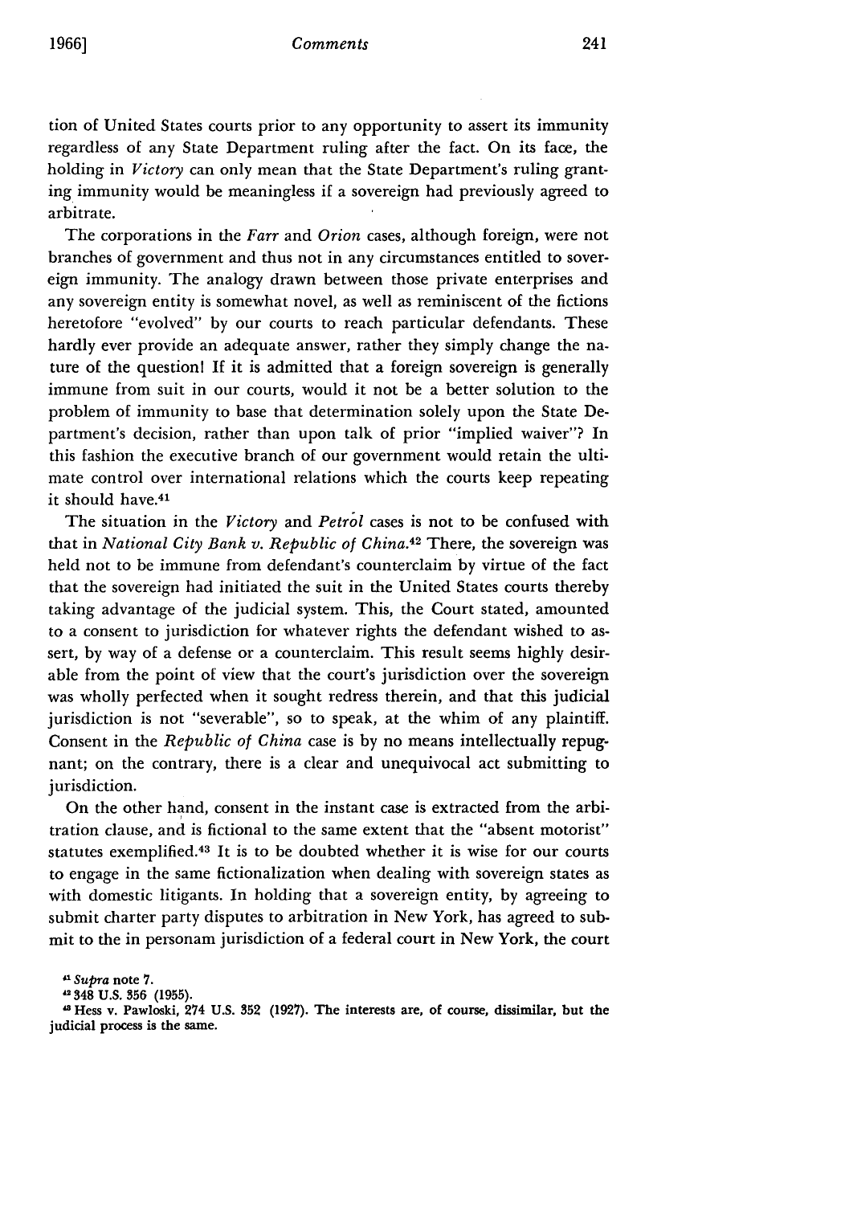tion of United States courts prior to any opportunity to assert its immunity regardless of any State Department ruling after the fact. On its face, the holding in *Victory* can only mean that the State Department's ruling granting immunity would be meaningless if a sovereign had previously agreed to arbitrate.

The corporations in the *Farr* and *Orion* cases, although foreign, were not branches of government and thus not in any circumstances entitled to sovereign immunity. The analogy drawn between those private enterprises and any sovereign entity is somewhat novel, as well as reminiscent of the fictions heretofore "evolved" by our courts to reach particular defendants. These hardly ever provide an adequate answer, rather they simply change the nature of the question! If it is admitted that a foreign sovereign is generally immune from suit in our courts, would it not be a better solution to the problem of immunity to base that determination solely upon the State Department's decision, rather than upon talk of prior "implied waiver"? In this fashion the executive branch of our government would retain the ultimate control over international relations which the courts keep repeating it should have.[41]

The situation in the *Victory* and *Petrol* cases is not to be confused with that in *National City Bank v. Republic of China*.[42] There, the sovereign was held not to be immune from defendant's counterclaim by virtue of the fact that the sovereign had initiated the suit in the United States courts thereby taking advantage of the judicial system. This, the Court stated, amounted to a consent to jurisdiction for whatever rights the defendant wished to assert, by way of a defense or a counterclaim. This result seems highly desirable from the point of view that the court's jurisdiction over the sovereign was wholly perfected when it sought redress therein, and that this judicial jurisdiction is not "severable", so to speak, at the whim of any plaintiff. Consent in the *Republic of China* case is by no means intellectually repugnant; on the contrary, there is a clear and unequivocal act submitting to jurisdiction.

On the other hand, consent in the instant case is extracted from the arbitration clause, and is fictional to the same extent that the "absent motorist" statutes exemplified.[43] It is to be doubted whether it is wise for our courts to engage in the same fictionalization when dealing with sovereign states as with domestic litigants. In holding that a sovereign entity, by agreeing to submit charter party disputes to arbitration in New York, has agreed to submit to the in personam jurisdiction of a federal court in New York, the court

---

[41] *Supra* note 7.

[42] 348 U.S. 356 (1955).

[43] Hess v. Pawloski, 274 U.S. 352 (1927). The interests are, of course, dissimilar, but the judicial process is the same.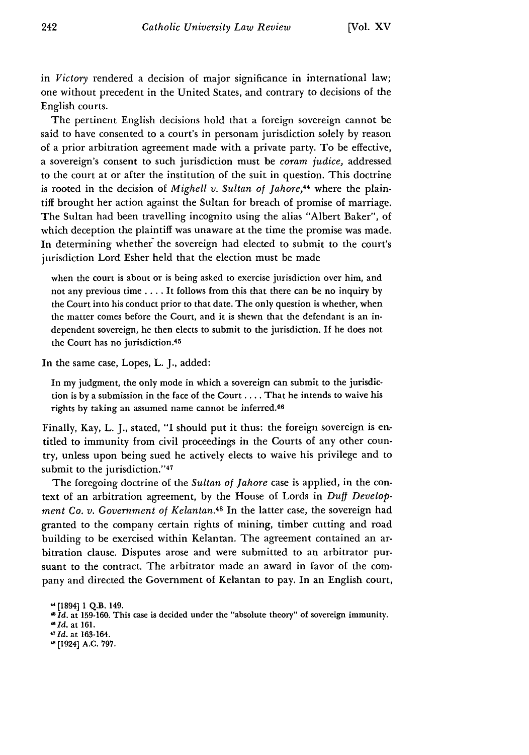in *Victory* rendered a decision of major significance in international law; one without precedent in the United States, and contrary to decisions of the English courts.

The pertinent English decisions hold that a foreign sovereign cannot be said to have consented to a court's in personam jurisdiction solely by reason of a prior arbitration agreement made with a private party. To be effective, a sovereign's consent to such jurisdiction must be *coram judice,* addressed to the court at or after the institution of the suit in question. This doctrine is rooted in the decision of *Mighell v. Sultan of Jahore,*[44] where the plaintiff brought her action against the Sultan for breach of promise of marriage. The Sultan had been travelling incognito using the alias "Albert Baker", of which deception the plaintiff was unaware at the time the promise was made. In determining whether the sovereign had elected to submit to the court's jurisdiction Lord Esher held that the election must be made

> when the court is about or is being asked to exercise jurisdiction over him, and not any previous time . . . . It follows from this that there can be no inquiry by the Court into his conduct prior to that date. The only question is whether, when the matter comes before the Court, and it is shewn that the defendant is an independent sovereign, he then elects to submit to the jurisdiction. If he does not the Court has no jurisdiction.[45]

In the same case, Lopes, L. J., added:

> In my judgment, the only mode in which a sovereign can submit to the jurisdiction is by a submission in the face of the Court . . . . That he intends to waive his rights by taking an assumed name cannot be inferred.[46]

Finally, Kay, L. J., stated, "I should put it thus: the foreign sovereign is entitled to immunity from civil proceedings in the Courts of any other country, unless upon being sued he actively elects to waive his privilege and to submit to the jurisdiction."[47]

The foregoing doctrine of the *Sultan of Jahore* case is applied, in the context of an arbitration agreement, by the House of Lords in *Duff Development Co. v. Government of Kelantan.*[48] In the latter case, the sovereign had granted to the company certain rights of mining, timber cutting and road building to be exercised within Kelantan. The agreement contained an arbitration clause. Disputes arose and were submitted to an arbitrator pursuant to the contract. The arbitrator made an award in favor of the company and directed the Government of Kelantan to pay. In an English court,

---

[44] [1894] 1 Q.B. 149.

[45] *Id.* at 159-160. This case is decided under the "absolute theory" of sovereign immunity.

[46] *Id.* at 161.

[47] *Id.* at 163-164.

[48] [1924] A.C. 797.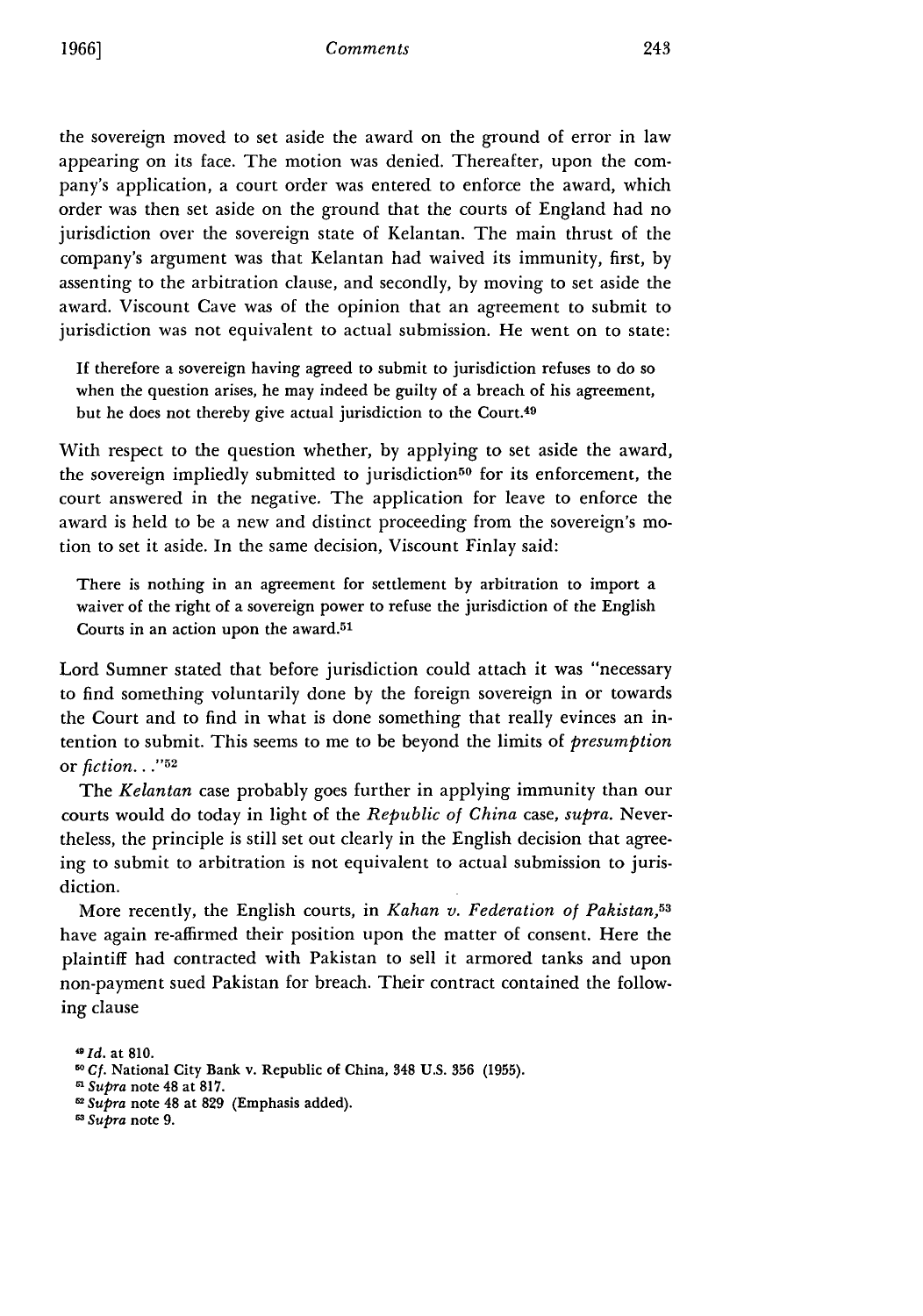the sovereign moved to set aside the award on the ground of error in law appearing on its face. The motion was denied. Thereafter, upon the company's application, a court order was entered to enforce the award, which order was then set aside on the ground that the courts of England had no jurisdiction over the sovereign state of Kelantan. The main thrust of the company's argument was that Kelantan had waived its immunity, first, by assenting to the arbitration clause, and secondly, by moving to set aside the award. Viscount Cave was of the opinion that an agreement to submit to jurisdiction was not equivalent to actual submission. He went on to state:

> If therefore a sovereign having agreed to submit to jurisdiction refuses to do so when the question arises, he may indeed be guilty of a breach of his agreement, but he does not thereby give actual jurisdiction to the Court.[49]

With respect to the question whether, by applying to set aside the award, the sovereign impliedly submitted to jurisdiction[50] for its enforcement, the court answered in the negative. The application for leave to enforce the award is held to be a new and distinct proceeding from the sovereign's motion to set it aside. In the same decision, Viscount Finlay said:

> There is nothing in an agreement for settlement by arbitration to import a waiver of the right of a sovereign power to refuse the jurisdiction of the English Courts in an action upon the award.[51]

Lord Sumner stated that before jurisdiction could attach it was "necessary to find something voluntarily done by the foreign sovereign in or towards the Court and to find in what is done something that really evinces an intention to submit. This seems to me to be beyond the limits of *presumption* or *fiction*. . ."[52]

The *Kelantan* case probably goes further in applying immunity than our courts would do today in light of the *Republic of China* case, *supra*. Nevertheless, the principle is still set out clearly in the English decision that agreeing to submit to arbitration is not equivalent to actual submission to jurisdiction.

More recently, the English courts, in *Kahan v. Federation of Pakistan*,[53] have again re-affirmed their position upon the matter of consent. Here the plaintiff had contracted with Pakistan to sell it armored tanks and upon non-payment sued Pakistan for breach. Their contract contained the following clause

---

[49] *Id.* at 810.

[50] *Cf.* National City Bank v. Republic of China, 348 U.S. 356 (1955).

[51] *Supra* note 48 at 817.

[52] *Supra* note 48 at 829 (Emphasis added).

[53] *Supra* note 9.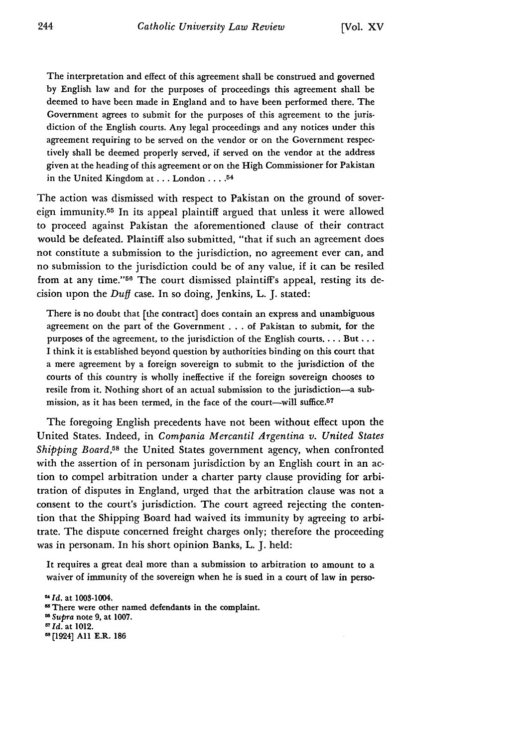> The interpretation and effect of this agreement shall be construed and governed by English law and for the purposes of proceedings this agreement shall be deemed to have been made in England and to have been performed there. The Government agrees to submit for the purposes of this agreement to the jurisdiction of the English courts. Any legal proceedings and any notices under this agreement requiring to be served on the vendor or on the Government respectively shall be deemed properly served, if served on the vendor at the address given at the heading of this agreement or on the High Commissioner for Pakistan in the United Kingdom at . . . London . . . .[54]

The action was dismissed with respect to Pakistan on the ground of sovereign immunity.[55] In its appeal plaintiff argued that unless it were allowed to proceed against Pakistan the aforementioned clause of their contract would be defeated. Plaintiff also submitted, "that if such an agreement does not constitute a submission to the jurisdiction, no agreement ever can, and no submission to the jurisdiction could be of any value, if it can be resiled from at any time."[56] The court dismissed plaintiff's appeal, resting its decision upon the *Duff* case. In so doing, Jenkins, L. J. stated:

> There is no doubt that [the contract] does contain an express and unambiguous agreement on the part of the Government . . . of Pakistan to submit, for the purposes of the agreement, to the jurisdiction of the English courts. . . . But . . . I think it is established beyond question by authorities binding on this court that a mere agreement by a foreign sovereign to submit to the jurisdiction of the courts of this country is wholly ineffective if the foreign sovereign chooses to resile from it. Nothing short of an actual submission to the jurisdiction—a submission, as it has been termed, in the face of the court—will suffice.[57]

The foregoing English precedents have not been without effect upon the United States. Indeed, in *Compania Mercantil Argentina v. United States Shipping Board*,[58] the United States government agency, when confronted with the assertion of in personam jurisdiction by an English court in an action to compel arbitration under a charter party clause providing for arbitration of disputes in England, urged that the arbitration clause was not a consent to the court's jurisdiction. The court agreed rejecting the contention that the Shipping Board had waived its immunity by agreeing to arbitrate. The dispute concerned freight charges only; therefore the proceeding was in personam. In his short opinion Banks, L. J. held:

> It requires a great deal more than a submission to arbitration to amount to a waiver of immunity of the sovereign when he is sued in a court of law in perso-

[54] *Id.* at 1003-1004.
[55] There were other named defendants in the complaint.
[56] *Supra* note 9, at 1007.
[57] *Id.* at 1012.
[58] [1924] All E.R. 186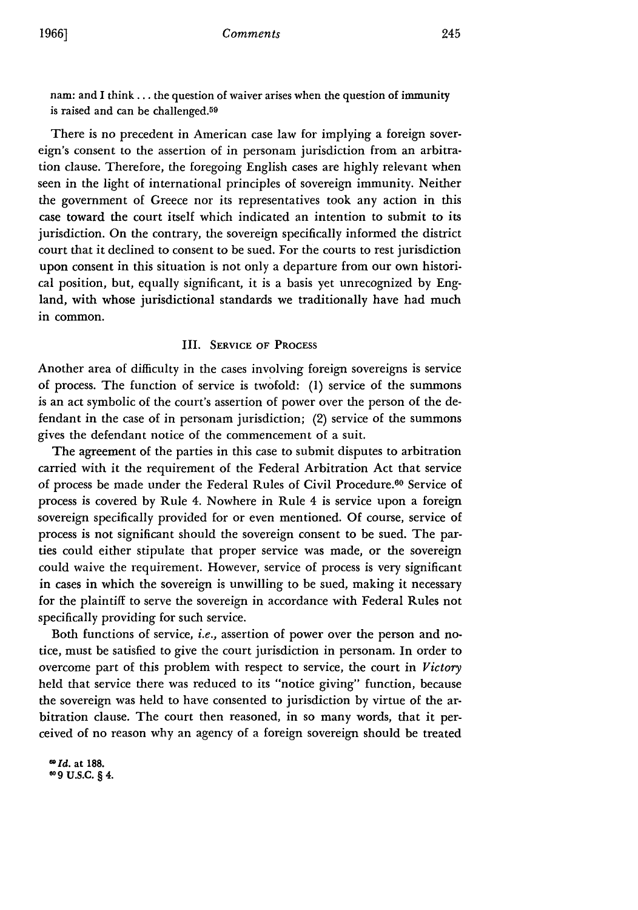nam: and I think . . . the question of waiver arises when the question of immunity is raised and can be challenged.[59]

There is no precedent in American case law for implying a foreign sovereign's consent to the assertion of in personam jurisdiction from an arbitration clause. Therefore, the foregoing English cases are highly relevant when seen in the light of international principles of sovereign immunity. Neither the government of Greece nor its representatives took any action in this case toward the court itself which indicated an intention to submit to its jurisdiction. On the contrary, the sovereign specifically informed the district court that it declined to consent to be sued. For the courts to rest jurisdiction upon consent in this situation is not only a departure from our own historical position, but, equally significant, it is a basis yet unrecognized by England, with whose jurisdictional standards we traditionally have had much in common.

### III. Service of Process

Another area of difficulty in the cases involving foreign sovereigns is service of process. The function of service is twofold: (1) service of the summons is an act symbolic of the court's assertion of power over the person of the defendant in the case of in personam jurisdiction; (2) service of the summons gives the defendant notice of the commencement of a suit.

The agreement of the parties in this case to submit disputes to arbitration carried with it the requirement of the Federal Arbitration Act that service of process be made under the Federal Rules of Civil Procedure.[60] Service of process is covered by Rule 4. Nowhere in Rule 4 is service upon a foreign sovereign specifically provided for or even mentioned. Of course, service of process is not significant should the sovereign consent to be sued. The parties could either stipulate that proper service was made, or the sovereign could waive the requirement. However, service of process is very significant in cases in which the sovereign is unwilling to be sued, making it necessary for the plaintiff to serve the sovereign in accordance with Federal Rules not specifically providing for such service.

Both functions of service, *i.e.*, assertion of power over the person and notice, must be satisfied to give the court jurisdiction in personam. In order to overcome part of this problem with respect to service, the court in *Victory* held that service there was reduced to its "notice giving" function, because the sovereign was held to have consented to jurisdiction by virtue of the arbitration clause. The court then reasoned, in so many words, that it perceived of no reason why an agency of a foreign sovereign should be treated

[59] *Id.* at 188.

[60] 9 U.S.C. § 4.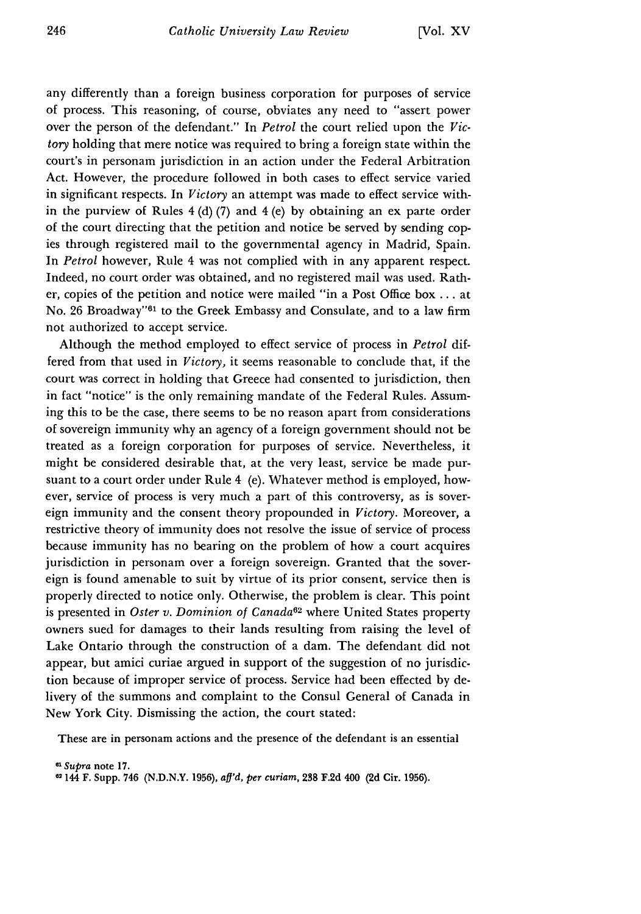any differently than a foreign business corporation for purposes of service of process. This reasoning, of course, obviates any need to "assert power over the person of the defendant." In *Petrol* the court relied upon the *Victory* holding that mere notice was required to bring a foreign state within the court's in personam jurisdiction in an action under the Federal Arbitration Act. However, the procedure followed in both cases to effect service varied in significant respects. In *Victory* an attempt was made to effect service within the purview of Rules 4 (d) (7) and 4 (e) by obtaining an ex parte order of the court directing that the petition and notice be served by sending copies through registered mail to the governmental agency in Madrid, Spain. In *Petrol* however, Rule 4 was not complied with in any apparent respect. Indeed, no court order was obtained, and no registered mail was used. Rather, copies of the petition and notice were mailed "in a Post Office box . . . at No. 26 Broadway"[61] to the Greek Embassy and Consulate, and to a law firm not authorized to accept service.

Although the method employed to effect service of process in *Petrol* differed from that used in *Victory*, it seems reasonable to conclude that, if the court was correct in holding that Greece had consented to jurisdiction, then in fact "notice" is the only remaining mandate of the Federal Rules. Assuming this to be the case, there seems to be no reason apart from considerations of sovereign immunity why an agency of a foreign government should not be treated as a foreign corporation for purposes of service. Nevertheless, it might be considered desirable that, at the very least, service be made pursuant to a court order under Rule 4 (e). Whatever method is employed, however, service of process is very much a part of this controversy, as is sovereign immunity and the consent theory propounded in *Victory*. Moreover, a restrictive theory of immunity does not resolve the issue of service of process because immunity has no bearing on the problem of how a court acquires jurisdiction in personam over a foreign sovereign. Granted that the sovereign is found amenable to suit by virtue of its prior consent, service then is properly directed to notice only. Otherwise, the problem is clear. This point is presented in *Oster v. Dominion of Canada*[62] where United States property owners sued for damages to their lands resulting from raising the level of Lake Ontario through the construction of a dam. The defendant did not appear, but amici curiae argued in support of the suggestion of no jurisdiction because of improper service of process. Service had been effected by delivery of the summons and complaint to the Consul General of Canada in New York City. Dismissing the action, the court stated:

These are in personam actions and the presence of the defendant is an essential

[61] *Supra* note 17.

[62] 144 F. Supp. 746 (N.D.N.Y. 1956), *aff'd, per curiam*, 238 F.2d 400 (2d Cir. 1956).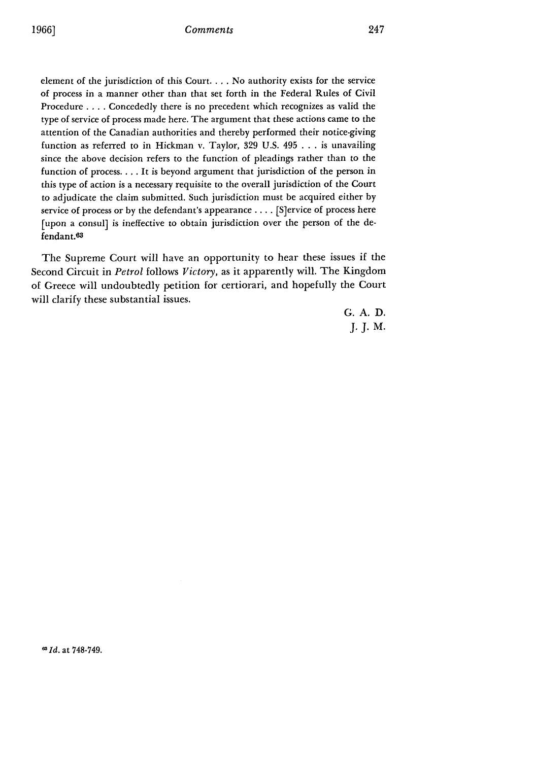element of the jurisdiction of this Court. . . . No authority exists for the service of process in a manner other than that set forth in the Federal Rules of Civil Procedure . . . . Concededly there is no precedent which recognizes as valid the type of service of process made here. The argument that these actions came to the attention of the Canadian authorities and thereby performed their notice-giving function as referred to in Hickman v. Taylor, 329 U.S. 495 . . . is unavailing since the above decision refers to the function of pleadings rather than to the function of process. . . . It is beyond argument that jurisdiction of the person in this type of action is a necessary requisite to the overall jurisdiction of the Court to adjudicate the claim submitted. Such jurisdiction must be acquired either by service of process or by the defendant's appearance . . . . [S]ervice of process here [upon a consul] is ineffective to obtain jurisdiction over the person of the defendant.[63]

The Supreme Court will have an opportunity to hear these issues if the Second Circuit in *Petrol* follows *Victory*, as it apparently will. The Kingdom of Greece will undoubtedly petition for certiorari, and hopefully the Court will clarify these substantial issues.

G. A. D.
J. J. M.

[63] *Id.* at 748-749.